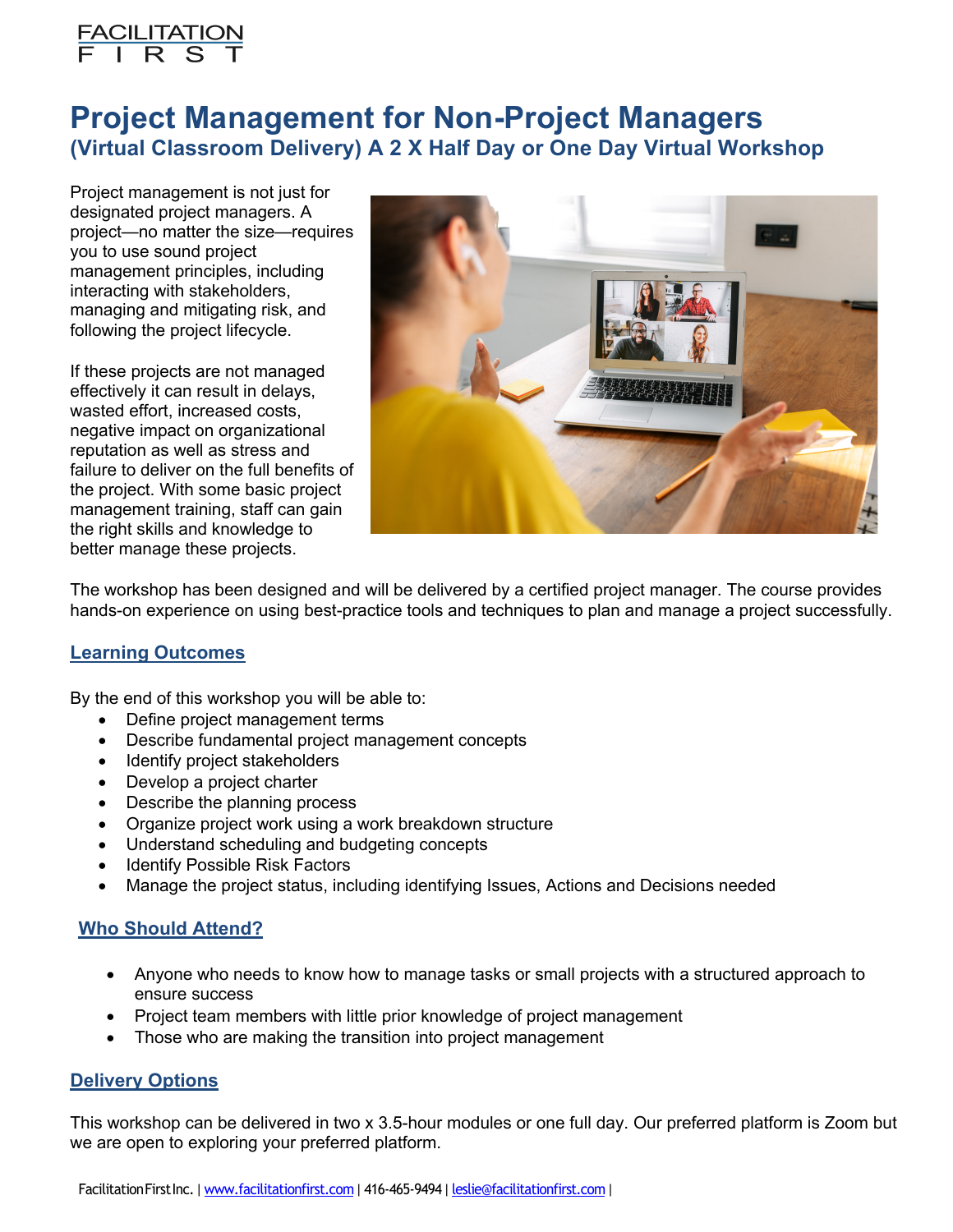FACILITATION FIRST

# Project Management for Non-Project Managers

## (Virtual Classroom Delivery) A 2 X Half Day or One Day Virtual Workshop

Project management is not just for designated project managers. A project—no matter the size—requires you to use sound project management principles, including interacting with stakeholders, managing and mitigating risk, and following the project lifecycle.

If these projects are not managed effectively it can result in delays, wasted effort, increased costs, negative impact on organizational reputation as well as stress and failure to deliver on the full benefits of the project. With some basic project management training, staff can gain the right skills and knowledge to better manage these projects.

The workshop has been designed and will be delivered by a certified project manager. The course provides hands-on experience on using best-practice tools and techniques to plan and manage a project successfully.

### Learning Outcomes

By the end of this workshop you will be able to:

- Define project management terms
- Describe fundamental project management concepts
- Identify project stakeholders
- Develop a project charter
- Describe the planning process
- Organize project work using a work breakdown structure
- Understand scheduling and budgeting concepts
- Identify Possible Risk Factors
- Manage the project status, including identifying Issues, Actions and Decisions needed

### Who Should Attend?

- Anyone who needs to know how to manage tasks or small projects with a structured approach to ensure success
- Project team members with little prior knowledge of project management
- Those who are making the transition into project management

### Delivery Options

This workshop can be delivered in two x 3.5-hour modules or one full day. Our preferred platform is Zoom but we are open to exploring your preferred platform.

Facilitation First Inc. | www.facilitationfirst.com | 416-465-9494 | leslie@facilitationfirst.com |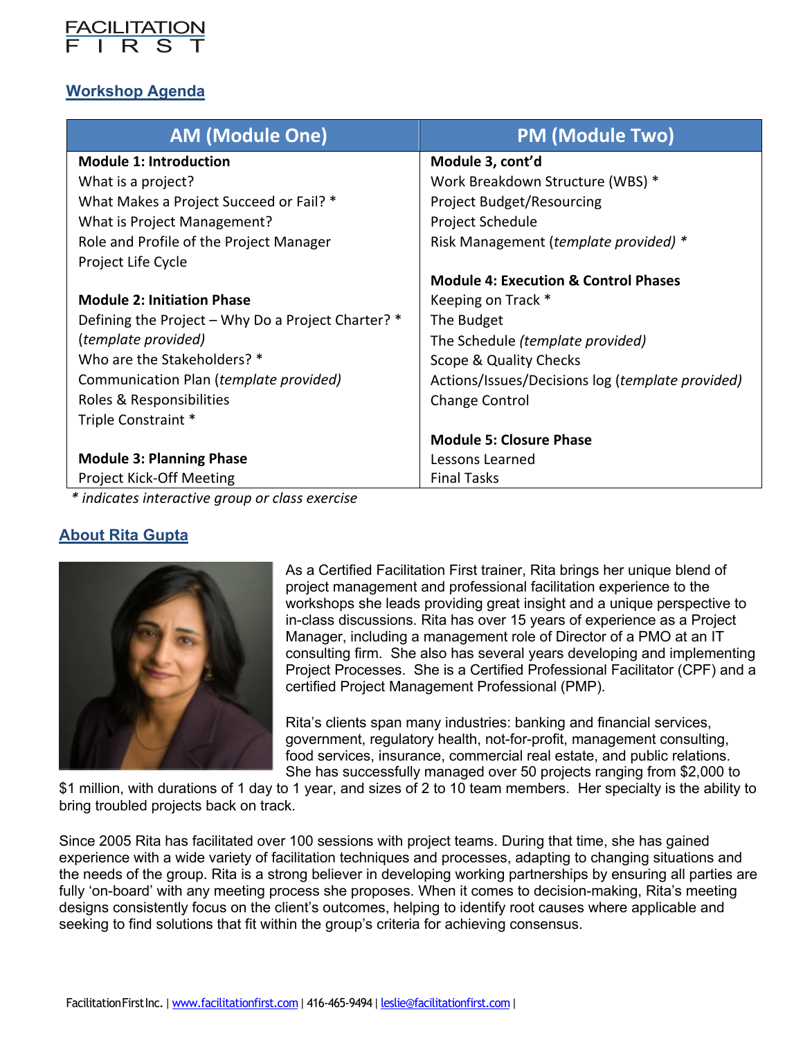FACILITATION FIRST

## Workshop Agenda

| AM (Module One) | PM (Module Two) |
|---|---|
| **Module 1: Introduction** | **Module 3, cont'd** |
| What is a project? | Work Breakdown Structure (WBS) * |
| What Makes a Project Succeed or Fail? * | Project Budget/Resourcing |
| What is Project Management? | Project Schedule |
| Role and Profile of the Project Manager | Risk Management (*template provided)* * |
| Project Life Cycle | |
| | **Module 4: Execution & Control Phases** |
| **Module 2: Initiation Phase** | Keeping on Track * |
| Defining the Project – Why Do a Project Charter? * (*template provided)* | The Budget |
| Who are the Stakeholders? * | The Schedule *(template provided)* |
| Communication Plan (*template provided)* | Scope & Quality Checks |
| Roles & Responsibilities | Actions/Issues/Decisions log (*template provided)* |
| Triple Constraint * | Change Control |
| | **Module 5: Closure Phase** |
| **Module 3: Planning Phase** | Lessons Learned |
| Project Kick-Off Meeting | Final Tasks |

*\* indicates interactive group or class exercise*

## About Rita Gupta

As a Certified Facilitation First trainer, Rita brings her unique blend of project management and professional facilitation experience to the workshops she leads providing great insight and a unique perspective to in-class discussions. Rita has over 15 years of experience as a Project Manager, including a management role of Director of a PMO at an IT consulting firm. She also has several years developing and implementing Project Processes. She is a Certified Professional Facilitator (CPF) and a certified Project Management Professional (PMP).

Rita's clients span many industries: banking and financial services, government, regulatory health, not-for-profit, management consulting, food services, insurance, commercial real estate, and public relations. She has successfully managed over 50 projects ranging from $2,000 to $1 million, with durations of 1 day to 1 year, and sizes of 2 to 10 team members. Her specialty is the ability to bring troubled projects back on track.

Since 2005 Rita has facilitated over 100 sessions with project teams. During that time, she has gained experience with a wide variety of facilitation techniques and processes, adapting to changing situations and the needs of the group. Rita is a strong believer in developing working partnerships by ensuring all parties are fully 'on-board' with any meeting process she proposes. When it comes to decision-making, Rita's meeting designs consistently focus on the client's outcomes, helping to identify root causes where applicable and seeking to find solutions that fit within the group's criteria for achieving consensus.

Facilitation First Inc. | www.facilitationfirst.com | 416-465-9494 | leslie@facilitationfirst.com |